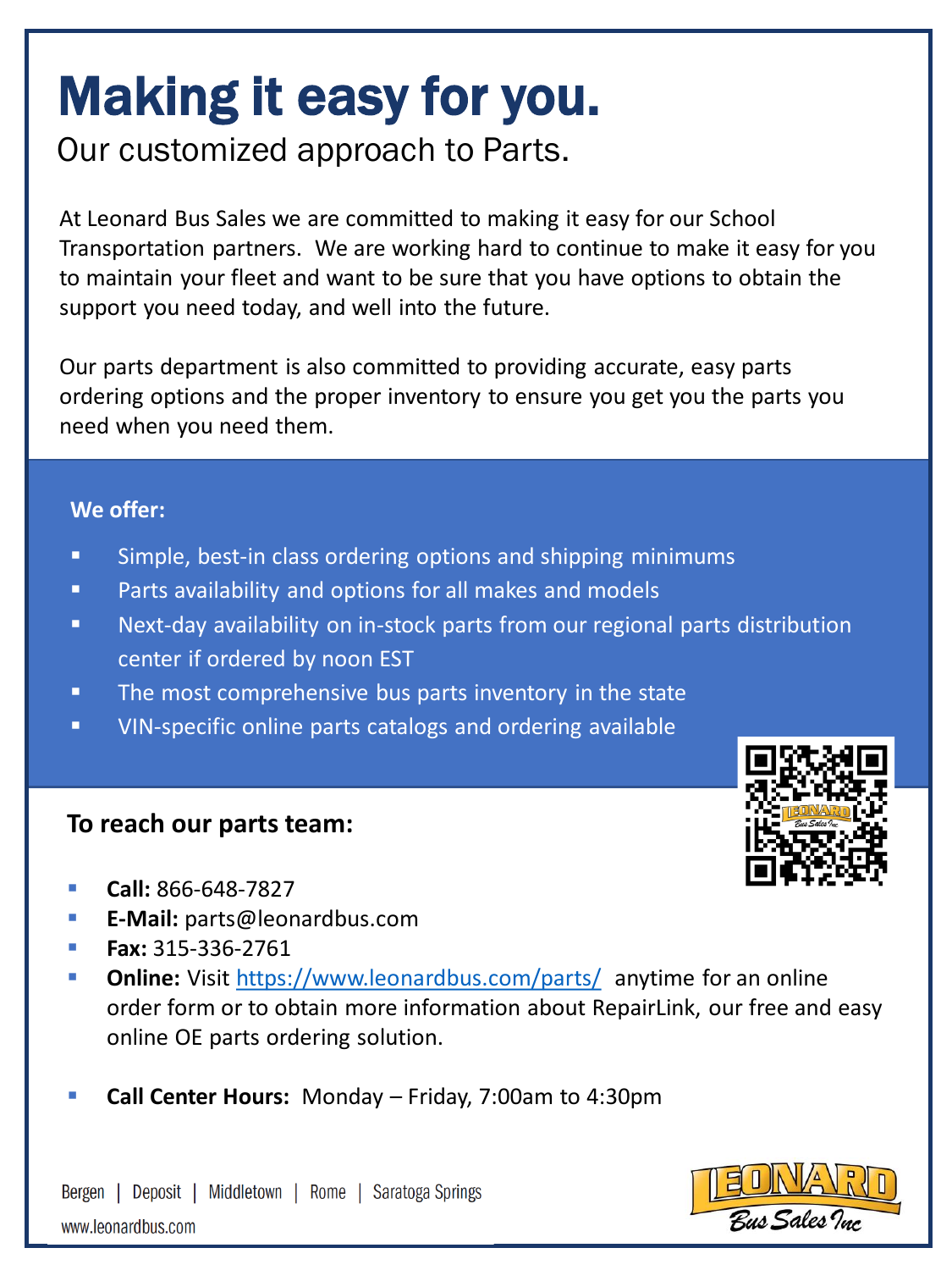# Making it easy for you.

## Our customized approach to Parts.

At Leonard Bus Sales we are committed to making it easy for our School Transportation partners. We are working hard to continue to make it easy for you to maintain your fleet and want to be sure that you have options to obtain the support you need today, and well into the future.

Our parts department is also committed to providing accurate, easy parts ordering options and the proper inventory to ensure you get you the parts you need when you need them.

**We offer:**

- Simple, best-in class ordering options and shipping minimums
- Parts availability and options for all makes and models
- Next-day availability on in-stock parts from our regional parts distribution center if ordered by noon EST
- The most comprehensive bus parts inventory in the state
- VIN-specific online parts catalogs and ordering available

**To reach our parts team:**

- **Call:** 866-648-7827
- **E-Mail:** parts@leonardbus.com
- **Fax:** 315-336-2761
- **Online:** Visit https://www.leonardbus.com/parts/ anytime for an online order form or to obtain more information about RepairLink, our free and easy online OE parts ordering solution.

- **Call Center Hours:** Monday – Friday, 7:00am to 4:30pm

Bergen | Deposit | Middletown | Rome | Saratoga Springs

www.leonardbus.com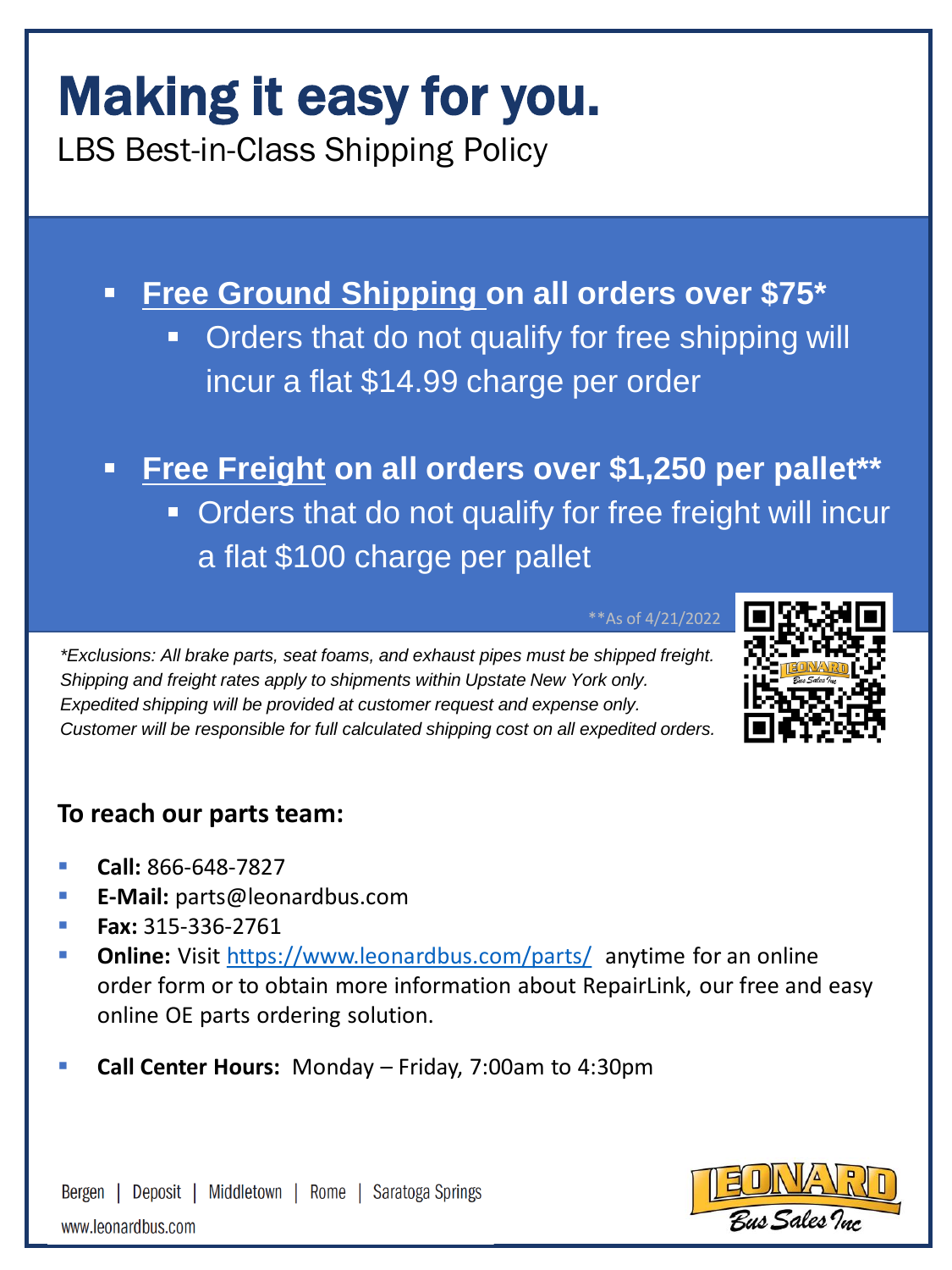# Making it easy for you.

LBS Best-in-Class Shipping Policy

- **Free Ground Shipping on all orders over $75***
  - Orders that do not qualify for free shipping will incur a flat $14.99 charge per order

- **Free Freight on all orders over $1,250 per pallet****
  - Orders that do not qualify for free freight will incur a flat $100 charge per pallet

**As of 4/21/2022

*\*Exclusions: All brake parts, seat foams, and exhaust pipes must be shipped freight.*
*Shipping and freight rates apply to shipments within Upstate New York only.*
*Expedited shipping will be provided at customer request and expense only.*
*Customer will be responsible for full calculated shipping cost on all expedited orders.*

**To reach our parts team:**

- **Call:** 866-648-7827
- **E-Mail:** parts@leonardbus.com
- **Fax:** 315-336-2761
- **Online:** Visit https://www.leonardbus.com/parts/ anytime for an online order form or to obtain more information about RepairLink, our free and easy online OE parts ordering solution.

- **Call Center Hours:** Monday – Friday, 7:00am to 4:30pm

Bergen | Deposit | Middletown | Rome | Saratoga Springs

www.leonardbus.com

Leonard Bus Sales Inc